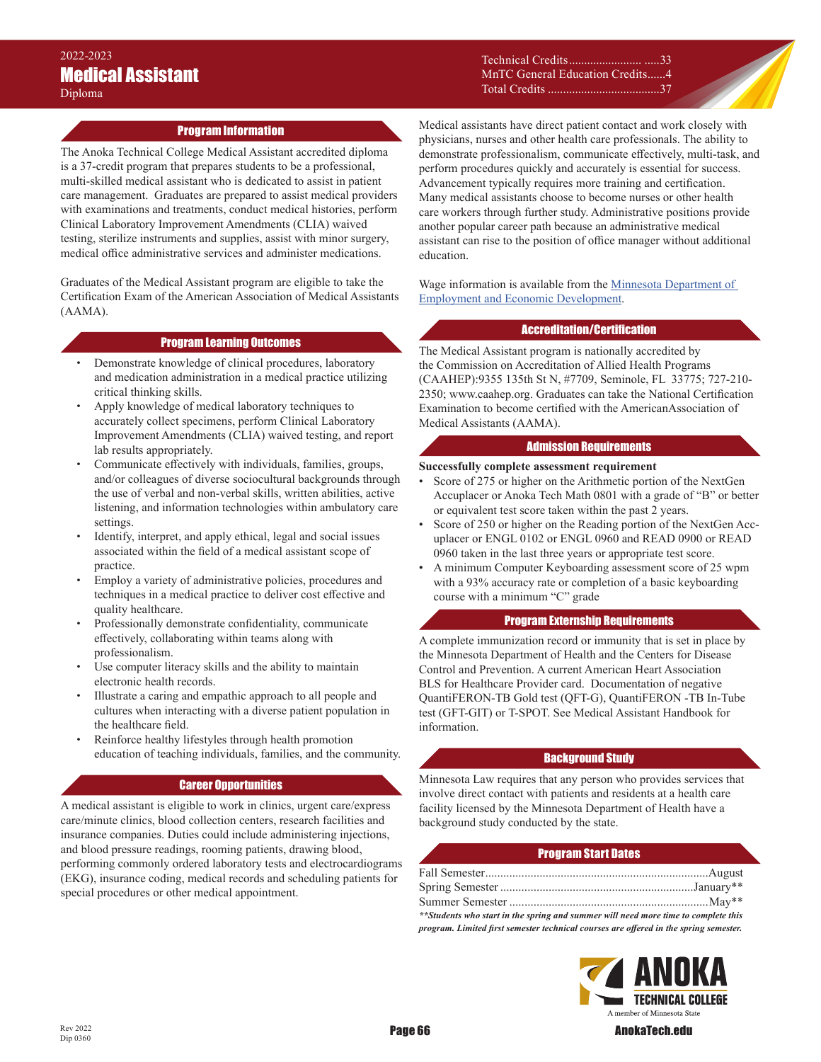2022-2023

# Medical Assistant

Diploma

Technical Credits........................ .....33
MnTC General Education Credits......4
Total Credits .....................................37

## Program Information

The Anoka Technical College Medical Assistant accredited diploma is a 37-credit program that prepares students to be a professional, multi-skilled medical assistant who is dedicated to assist in patient care management. Graduates are prepared to assist medical providers with examinations and treatments, conduct medical histories, perform Clinical Laboratory Improvement Amendments (CLIA) waived testing, sterilize instruments and supplies, assist with minor surgery, medical office administrative services and administer medications.

Graduates of the Medical Assistant program are eligible to take the Certification Exam of the American Association of Medical Assistants (AAMA).

## Program Learning Outcomes

- Demonstrate knowledge of clinical procedures, laboratory and medication administration in a medical practice utilizing critical thinking skills.
- Apply knowledge of medical laboratory techniques to accurately collect specimens, perform Clinical Laboratory Improvement Amendments (CLIA) waived testing, and report lab results appropriately.
- Communicate effectively with individuals, families, groups, and/or colleagues of diverse sociocultural backgrounds through the use of verbal and non-verbal skills, written abilities, active listening, and information technologies within ambulatory care settings.
- Identify, interpret, and apply ethical, legal and social issues associated within the field of a medical assistant scope of practice.
- Employ a variety of administrative policies, procedures and techniques in a medical practice to deliver cost effective and quality healthcare.
- Professionally demonstrate confidentiality, communicate effectively, collaborating within teams along with professionalism.
- Use computer literacy skills and the ability to maintain electronic health records.
- Illustrate a caring and empathic approach to all people and cultures when interacting with a diverse patient population in the healthcare field.
- Reinforce healthy lifestyles through health promotion education of teaching individuals, families, and the community.

## Career Opportunities

A medical assistant is eligible to work in clinics, urgent care/express care/minute clinics, blood collection centers, research facilities and insurance companies. Duties could include administering injections, and blood pressure readings, rooming patients, drawing blood, performing commonly ordered laboratory tests and electrocardiograms (EKG), insurance coding, medical records and scheduling patients for special procedures or other medical appointment.

Medical assistants have direct patient contact and work closely with physicians, nurses and other health care professionals. The ability to demonstrate professionalism, communicate effectively, multi-task, and perform procedures quickly and accurately is essential for success. Advancement typically requires more training and certification. Many medical assistants choose to become nurses or other health care workers through further study. Administrative positions provide another popular career path because an administrative medical assistant can rise to the position of office manager without additional education.

Wage information is available from the Minnesota Department of Employment and Economic Development.

## Accreditation/Certification

The Medical Assistant program is nationally accredited by the Commission on Accreditation of Allied Health Programs (CAAHEP):9355 135th St N, #7709, Seminole, FL 33775; 727-210-2350; www.caahep.org. Graduates can take the National Certification Examination to become certified with the AmericanAssociation of Medical Assistants (AAMA).

## Admission Requirements

**Successfully complete assessment requirement**

- Score of 275 or higher on the Arithmetic portion of the NextGen Accuplacer or Anoka Tech Math 0801 with a grade of "B" or better or equivalent test score taken within the past 2 years.
- Score of 250 or higher on the Reading portion of the NextGen Accuplacer or ENGL 0102 or ENGL 0960 and READ 0900 or READ 0960 taken in the last three years or appropriate test score.
- A minimum Computer Keyboarding assessment score of 25 wpm with a 93% accuracy rate or completion of a basic keyboarding course with a minimum "C" grade

## Program Externship Requirements

A complete immunization record or immunity that is set in place by the Minnesota Department of Health and the Centers for Disease Control and Prevention. A current American Heart Association BLS for Healthcare Provider card. Documentation of negative QuantiFERON-TB Gold test (QFT-G), QuantiFERON -TB In-Tube test (GFT-GIT) or T-SPOT. See Medical Assistant Handbook for information.

## Background Study

Minnesota Law requires that any person who provides services that involve direct contact with patients and residents at a health care facility licensed by the Minnesota Department of Health have a background study conducted by the state.

## Program Start Dates

Fall Semester..........................................................................August
Spring Semester ................................................................January**
Summer Semester ..................................................................May**

***Students who start in the spring and summer will need more time to complete this program. Limited first semester technical courses are offered in the spring semester.***

Rev 2022
Dip 0360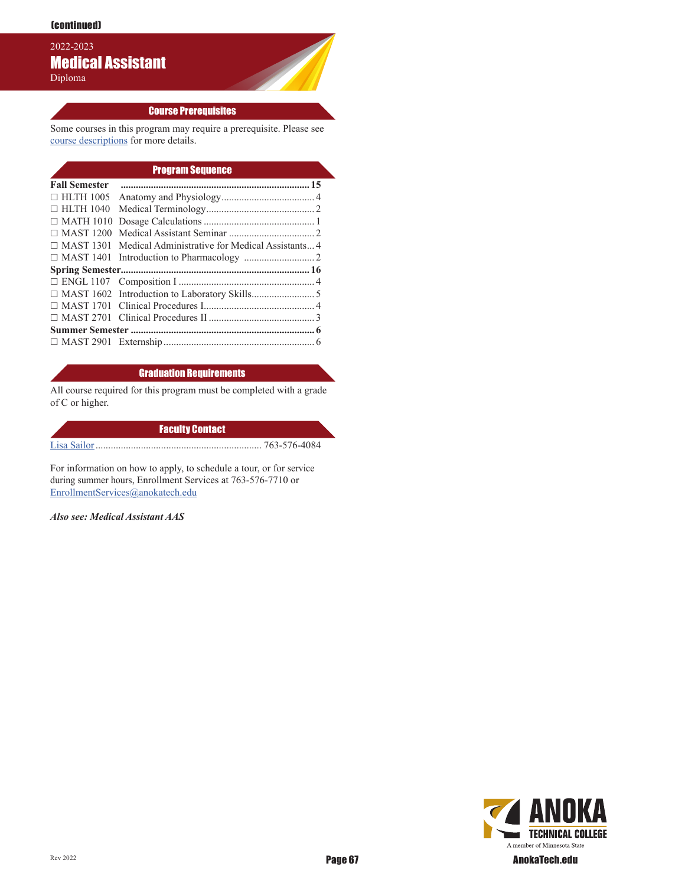(continued)

2022-2023

# Medical Assistant

Diploma

## Course Prerequisites

Some courses in this program may require a prerequisite. Please see course descriptions for more details.

## Program Sequence

| | | |
|---|---|---|
| **Fall Semester** | | **15** |
| ☐ HLTH 1005 | Anatomy and Physiology | 4 |
| ☐ HLTH 1040 | Medical Terminology | 2 |
| ☐ MATH 1010 | Dosage Calculations | 1 |
| ☐ MAST 1200 | Medical Assistant Seminar | 2 |
| ☐ MAST 1301 | Medical Administrative for Medical Assistants | 4 |
| ☐ MAST 1401 | Introduction to Pharmacology | 2 |
| **Spring Semester** | | **16** |
| ☐ ENGL 1107 | Composition I | 4 |
| ☐ MAST 1602 | Introduction to Laboratory Skills | 5 |
| ☐ MAST 1701 | Clinical Procedures I | 4 |
| ☐ MAST 2701 | Clinical Procedures II | 3 |
| **Summer Semester** | | **6** |
| ☐ MAST 2901 | Externship | 6 |

## Graduation Requirements

All course required for this program must be completed with a grade of C or higher.

## Faculty Contact

Lisa Sailor .......... 763-576-4084

For information on how to apply, to schedule a tour, or for service during summer hours, Enrollment Services at 763-576-7710 or EnrollmentServices@anokatech.edu

***Also see: Medical Assistant AAS***

Rev 2022

ANOKA TECHNICAL COLLEGE
A member of Minnesota State
AnokaTech.edu